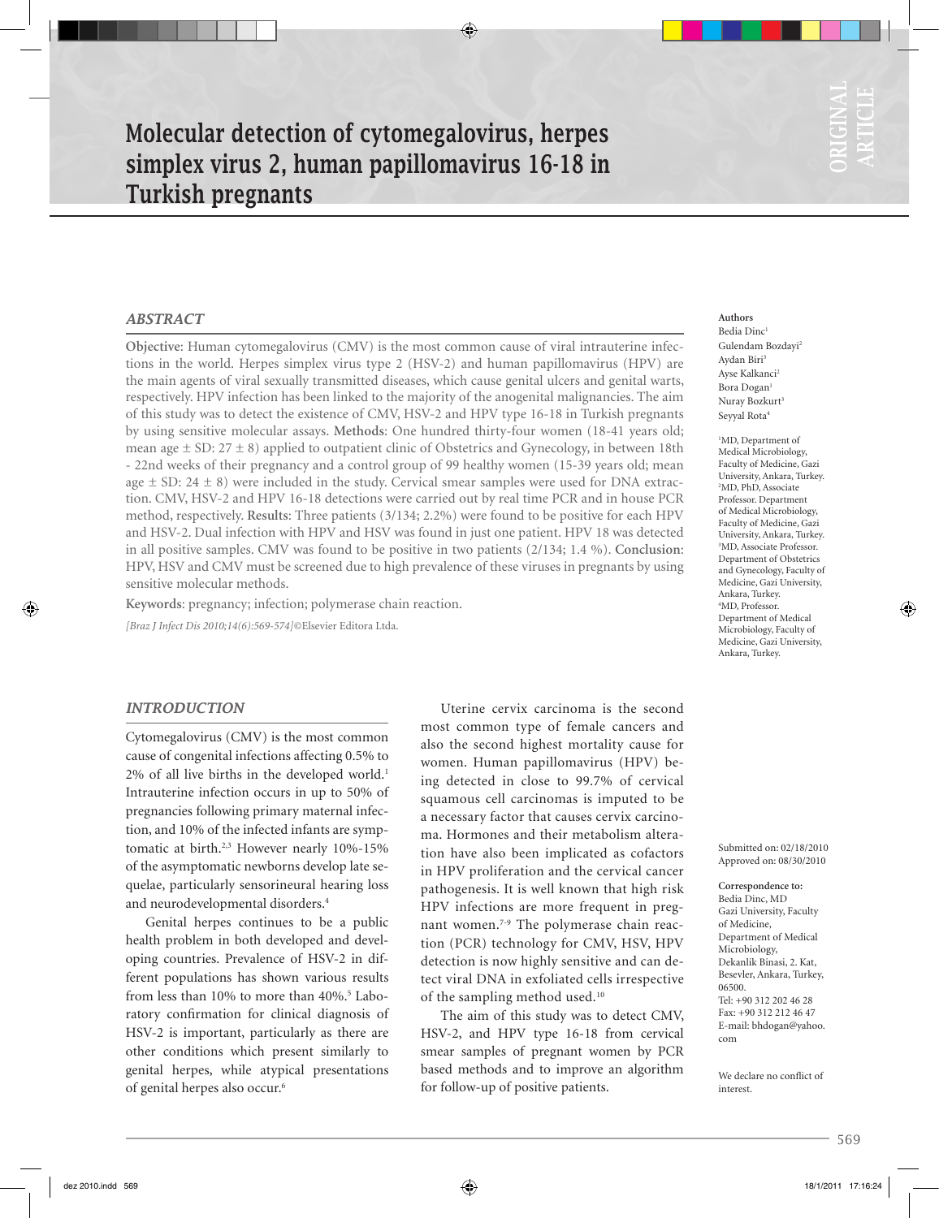# Molecular detection of cytomegalovirus, herpes simplex virus 2, human papillomavirus 16-18 in Turkish pregnants

**Authors**
Bedia Dinc[1]
Gulendam Bozdayi[2]
Aydan Biri[3]
Ayse Kalkanci[2]
Bora Dogan[1]
Nuray Bozkurt[3]
Seyyal Rota[4]

[1]MD, Department of Medical Microbiology, Faculty of Medicine, Gazi University, Ankara, Turkey.
[2]MD, PhD, Associate Professor. Department of Medical Microbiology, Faculty of Medicine, Gazi University, Ankara, Turkey.
[3]MD, Associate Professor. Department of Obstetrics and Gynecology, Faculty of Medicine, Gazi University, Ankara, Turkey.
[4]MD, Professor. Department of Medical Microbiology, Faculty of Medicine, Gazi University, Ankara, Turkey.

## ABSTRACT

**Objective**: Human cytomegalovirus (CMV) is the most common cause of viral intrauterine infections in the world. Herpes simplex virus type 2 (HSV-2) and human papillomavirus (HPV) are the main agents of viral sexually transmitted diseases, which cause genital ulcers and genital warts, respectively. HPV infection has been linked to the majority of the anogenital malignancies. The aim of this study was to detect the existence of CMV, HSV-2 and HPV type 16-18 in Turkish pregnants by using sensitive molecular assays. **Methods**: One hundred thirty-four women (18-41 years old; mean age ± SD: 27 ± 8) applied to outpatient clinic of Obstetrics and Gynecology, in between 18th - 22nd weeks of their pregnancy and a control group of 99 healthy women (15-39 years old; mean age ± SD: 24 ± 8) were included in the study. Cervical smear samples were used for DNA extraction. CMV, HSV-2 and HPV 16-18 detections were carried out by real time PCR and in house PCR method, respectively. **Results**: Three patients (3/134; 2.2%) were found to be positive for each HPV and HSV-2. Dual infection with HPV and HSV was found in just one patient. HPV 18 was detected in all positive samples. CMV was found to be positive in two patients (2/134; 1.4 %). **Conclusion**: HPV, HSV and CMV must be screened due to high prevalence of these viruses in pregnants by using sensitive molecular methods.

**Keywords**: pregnancy; infection; polymerase chain reaction.

*[Braz J Infect Dis 2010;14(6):569-574]*©Elsevier Editora Ltda.

Submitted on: 02/18/2010
Approved on: 08/30/2010

**Correspondence to:**
Bedia Dinc, MD
Gazi University, Faculty of Medicine, Department of Medical Microbiology, Dekanlik Binasi, 2. Kat, Besevler, Ankara, Turkey, 06500.
Tel: +90 312 202 46 28
Fax: +90 312 212 46 47
E-mail: bhdogan@yahoo.com

We declare no conflict of interest.

## INTRODUCTION

Cytomegalovirus (CMV) is the most common cause of congenital infections affecting 0.5% to 2% of all live births in the developed world.[1] Intrauterine infection occurs in up to 50% of pregnancies following primary maternal infection, and 10% of the infected infants are symptomatic at birth.[2,3] However nearly 10%-15% of the asymptomatic newborns develop late sequelae, particularly sensorineural hearing loss and neurodevelopmental disorders.[4]

Genital herpes continues to be a public health problem in both developed and developing countries. Prevalence of HSV-2 in different populations has shown various results from less than 10% to more than 40%.[5] Laboratory confirmation for clinical diagnosis of HSV-2 is important, particularly as there are other conditions which present similarly to genital herpes, while atypical presentations of genital herpes also occur.[6]

Uterine cervix carcinoma is the second most common type of female cancers and also the second highest mortality cause for women. Human papillomavirus (HPV) being detected in close to 99.7% of cervical squamous cell carcinomas is imputed to be a necessary factor that causes cervix carcinoma. Hormones and their metabolism alteration have also been implicated as cofactors in HPV proliferation and the cervical cancer pathogenesis. It is well known that high risk HPV infections are more frequent in pregnant women.[7-9] The polymerase chain reaction (PCR) technology for CMV, HSV, HPV detection is now highly sensitive and can detect viral DNA in exfoliated cells irrespective of the sampling method used.[10]

The aim of this study was to detect CMV, HSV-2, and HPV type 16-18 from cervical smear samples of pregnant women by PCR based methods and to improve an algorithm for follow-up of positive patients.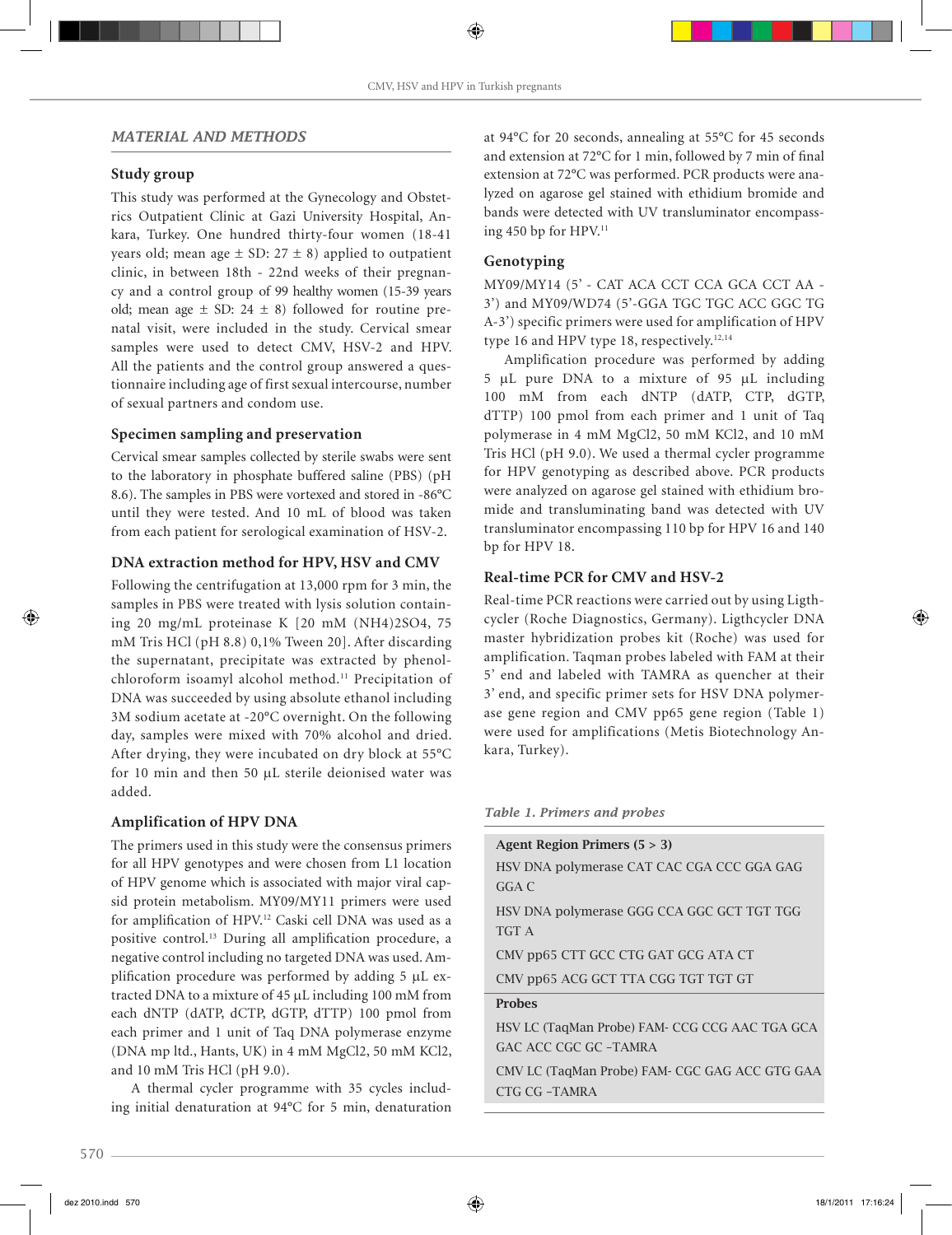## MATERIAL AND METHODS

### Study group

This study was performed at the Gynecology and Obstetrics Outpatient Clinic at Gazi University Hospital, Ankara, Turkey. One hundred thirty-four women (18-41 years old; mean age ± SD: 27 ± 8) applied to outpatient clinic, in between 18th - 22nd weeks of their pregnancy and a control group of 99 healthy women (15-39 years old; mean age ± SD: 24 ± 8) followed for routine prenatal visit, were included in the study. Cervical smear samples were used to detect CMV, HSV-2 and HPV. All the patients and the control group answered a questionnaire including age of first sexual intercourse, number of sexual partners and condom use.

### Specimen sampling and preservation

Cervical smear samples collected by sterile swabs were sent to the laboratory in phosphate buffered saline (PBS) (pH 8.6). The samples in PBS were vortexed and stored in -86°C until they were tested. And 10 mL of blood was taken from each patient for serological examination of HSV-2.

### DNA extraction method for HPV, HSV and CMV

Following the centrifugation at 13,000 rpm for 3 min, the samples in PBS were treated with lysis solution containing 20 mg/mL proteinase K [20 mM $(NH_4)_2SO_4$, 75 mM Tris HCl (pH 8.8) 0,1% Tween 20]. After discarding the supernatant, precipitate was extracted by phenol-chloroform isoamyl alcohol method.[11] Precipitation of DNA was succeeded by using absolute ethanol including 3M sodium acetate at -20°C overnight. On the following day, samples were mixed with 70% alcohol and dried. After drying, they were incubated on dry block at 55°C for 10 min and then 50 µL sterile deionised water was added.

### Amplification of HPV DNA

The primers used in this study were the consensus primers for all HPV genotypes and were chosen from L1 location of HPV genome which is associated with major viral capsid protein metabolism. MY09/MY11 primers were used for amplification of HPV.[12] Caski cell DNA was used as a positive control.[13] During all amplification procedure, a negative control including no targeted DNA was used. Amplification procedure was performed by adding 5 µL extracted DNA to a mixture of 45 µL including 100 mM from each dNTP (dATP, dCTP, dGTP, dTTP) 100 pmol from each primer and 1 unit of Taq DNA polymerase enzyme (DNA mp ltd., Hants, UK) in 4 mM $MgCl_2$, 50 mM $KCl_2$, and 10 mM Tris HCl (pH 9.0).

A thermal cycler programme with 35 cycles including initial denaturation at 94°C for 5 min, denaturation at 94°C for 20 seconds, annealing at 55°C for 45 seconds and extension at 72°C for 1 min, followed by 7 min of final extension at 72°C was performed. PCR products were analyzed on agarose gel stained with ethidium bromide and bands were detected with UV transluminator encompassing 450 bp for HPV.[11]

### Genotyping

MY09/MY14 (5' - CAT ACA CCT CCA GCA CCT AA - 3') and MY09/WD74 (5'-GGA TGC TGC ACC GGC TG A-3') specific primers were used for amplification of HPV type 16 and HPV type 18, respectively.[12,14]

Amplification procedure was performed by adding 5 µL pure DNA to a mixture of 95 µL including 100 mM from each dNTP (dATP, CTP, dGTP, dTTP) 100 pmol from each primer and 1 unit of Taq polymerase in 4 mM $MgCl_2$, 50 mM $KCl_2$, and 10 mM Tris HCl (pH 9.0). We used a thermal cycler programme for HPV genotyping as described above. PCR products were analyzed on agarose gel stained with ethidium bromide and transluminating band was detected with UV transluminator encompassing 110 bp for HPV 16 and 140 bp for HPV 18.

### Real-time PCR for CMV and HSV-2

Real-time PCR reactions were carried out by using Ligthcycler (Roche Diagnostics, Germany). Ligthcycler DNA master hybridization probes kit (Roche) was used for amplification. Taqman probes labeled with FAM at their 5' end and labeled with TAMRA as quencher at their 3' end, and specific primer sets for HSV DNA polymerase gene region and CMV pp65 gene region (Table 1) were used for amplifications (Metis Biotechnology Ankara, Turkey).

*Table 1. Primers and probes*

| Agent Region Primers (5 > 3) |
|---|
| HSV DNA polymerase CAT CAC CGA CCC GGA GAG GGA C |
| HSV DNA polymerase GGG CCA GGC GCT TGT TGG TGT A |
| CMV pp65 CTT GCC CTG GAT GCG ATA CT |
| CMV pp65 ACG GCT TTA CGG TGT TGT GT |
| **Probes** |
| HSV LC (TaqMan Probe) FAM- CCG CCG AAC TGA GCA GAC ACC CGC GC –TAMRA |
| CMV LC (TaqMan Probe) FAM- CGC GAG ACC GTG GAA CTG CG –TAMRA |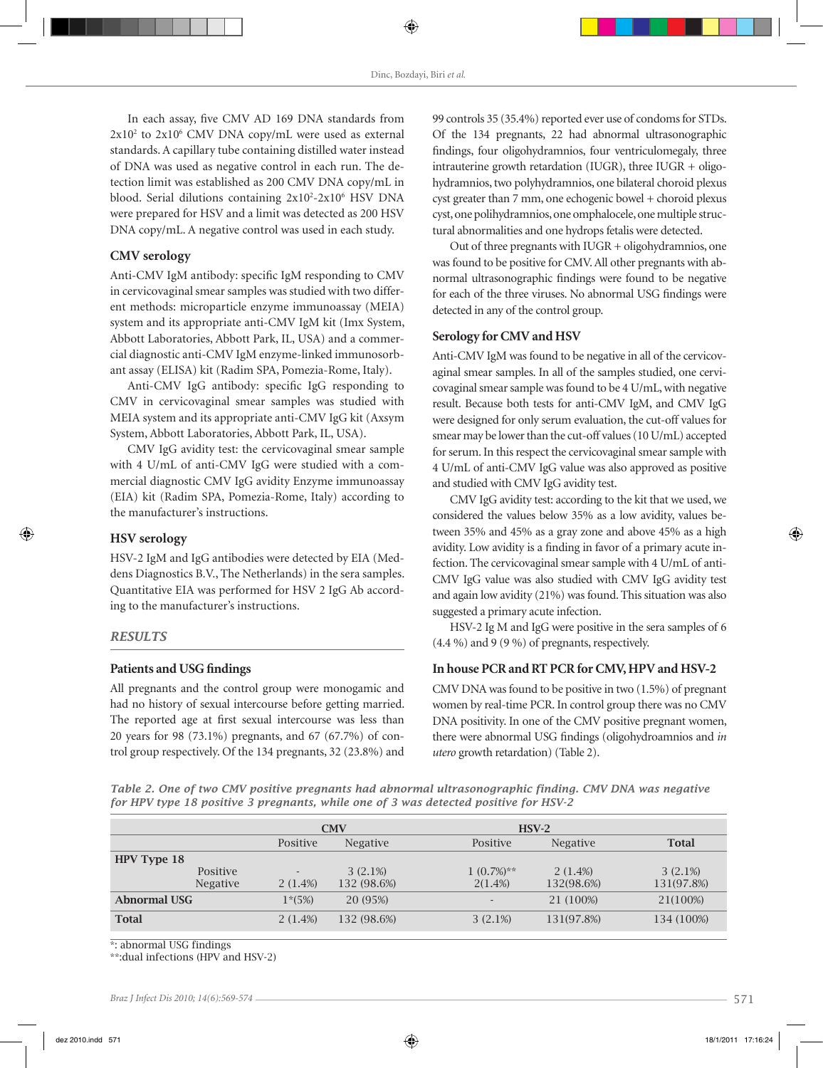In each assay, five CMV AD 169 DNA standards from $2x10^2$ to $2x10^6$ CMV DNA copy/mL were used as external standards. A capillary tube containing distilled water instead of DNA was used as negative control in each run. The detection limit was established as 200 CMV DNA copy/mL in blood. Serial dilutions containing $2x10^2$-$2x10^6$ HSV DNA were prepared for HSV and a limit was detected as 200 HSV DNA copy/mL. A negative control was used in each study.

### CMV serology

Anti-CMV IgM antibody: specific IgM responding to CMV in cervicovaginal smear samples was studied with two different methods: microparticle enzyme immunoassay (MEIA) system and its appropriate anti-CMV IgM kit (Imx System, Abbott Laboratories, Abbott Park, IL, USA) and a commercial diagnostic anti-CMV IgM enzyme-linked immunosorbant assay (ELISA) kit (Radim SPA, Pomezia-Rome, Italy).

Anti-CMV IgG antibody: specific IgG responding to CMV in cervicovaginal smear samples was studied with MEIA system and its appropriate anti-CMV IgG kit (Axsym System, Abbott Laboratories, Abbott Park, IL, USA).

CMV IgG avidity test: the cervicovaginal smear sample with 4 U/mL of anti-CMV IgG were studied with a commercial diagnostic CMV IgG avidity Enzyme immunoassay (EIA) kit (Radim SPA, Pomezia-Rome, Italy) according to the manufacturer's instructions.

### HSV serology

HSV-2 IgM and IgG antibodies were detected by EIA (Meddens Diagnostics B.V., The Netherlands) in the sera samples. Quantitative EIA was performed for HSV 2 IgG Ab according to the manufacturer's instructions.

## *RESULTS*

### Patients and USG findings

All pregnants and the control group were monogamic and had no history of sexual intercourse before getting married. The reported age at first sexual intercourse was less than 20 years for 98 (73.1%) pregnants, and 67 (67.7%) of control group respectively. Of the 134 pregnants, 32 (23.8%) and 99 controls 35 (35.4%) reported ever use of condoms for STDs. Of the 134 pregnants, 22 had abnormal ultrasonographic findings, four oligohydramnios, four ventriculomegaly, three intrauterine growth retardation (IUGR), three IUGR + oligohydramnios, two polyhydramnios, one bilateral choroid plexus cyst greater than 7 mm, one echogenic bowel + choroid plexus cyst, one polihydramnios, one omphalocele, one multiple structural abnormalities and one hydrops fetalis were detected.

Out of three pregnants with IUGR + oligohydramnios, one was found to be positive for CMV. All other pregnants with abnormal ultrasonographic findings were found to be negative for each of the three viruses. No abnormal USG findings were detected in any of the control group.

### Serology for CMV and HSV

Anti-CMV IgM was found to be negative in all of the cervicovaginal smear samples. In all of the samples studied, one cervicovaginal smear sample was found to be 4 U/mL, with negative result. Because both tests for anti-CMV IgM, and CMV IgG were designed for only serum evaluation, the cut-off values for smear may be lower than the cut-off values (10 U/mL) accepted for serum. In this respect the cervicovaginal smear sample with 4 U/mL of anti-CMV IgG value was also approved as positive and studied with CMV IgG avidity test.

CMV IgG avidity test: according to the kit that we used, we considered the values below 35% as a low avidity, values between 35% and 45% as a gray zone and above 45% as a high avidity. Low avidity is a finding in favor of a primary acute infection. The cervicovaginal smear sample with 4 U/mL of anti-CMV IgG value was also studied with CMV IgG avidity test and again low avidity (21%) was found. This situation was also suggested a primary acute infection.

HSV-2 Ig M and IgG were positive in the sera samples of 6 (4.4 %) and 9 (9 %) of pregnants, respectively.

### In house PCR and RT PCR for CMV, HPV and HSV-2

CMV DNA was found to be positive in two (1.5%) of pregnant women by real-time PCR. In control group there was no CMV DNA positivity. In one of the CMV positive pregnant women, there were abnormal USG findings (oligohydroamnios and *in utero* growth retardation) (Table 2).

*Table 2. One of two CMV positive pregnants had abnormal ultrasonographic finding. CMV DNA was negative for HPV type 18 positive 3 pregnants, while one of 3 was detected positive for HSV-2*

| | CMV | | HSV-2 | | |
|---|---|---|---|---|---|
| | Positive | Negative | Positive | Negative | Total |
| **HPV Type 18** | | | | | |
| Positive | - | 3 (2.1%) | 1 (0.7%)** | 2 (1.4%) | 3 (2.1%) |
| Negative | 2 (1.4%) | 132 (98.6%) | 2(1.4%) | 132(98.6%) | 131(97.8%) |
| **Abnormal USG** | 1*(5%) | 20 (95%) | - | 21 (100%) | 21(100%) |
| **Total** | 2 (1.4%) | 132 (98.6%) | 3 (2.1%) | 131(97.8%) | 134 (100%) |

*: abnormal USG findings
**:dual infections (HPV and HSV-2)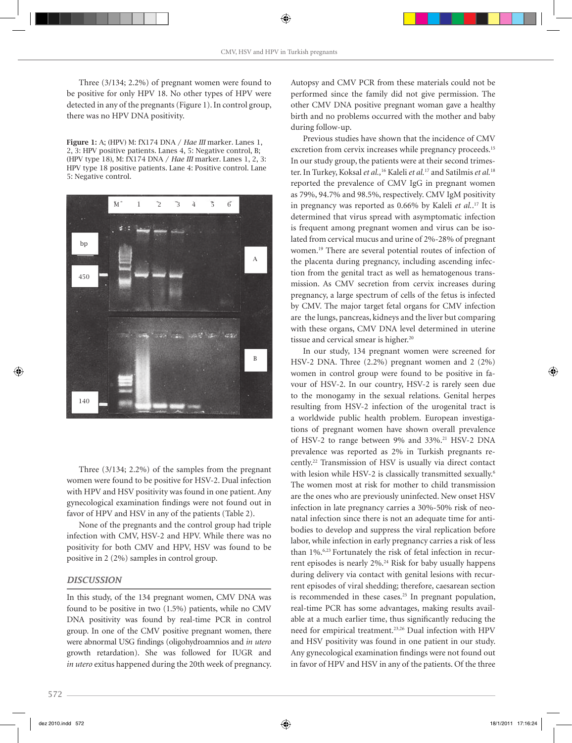Three (3/134; 2.2%) of pregnant women were found to be positive for only HPV 18. No other types of HPV were detected in any of the pregnants (Figure 1). In control group, there was no HPV DNA positivity.

**Figure 1:** A; (HPV) M: fX174 DNA / *Hae III* marker. Lanes 1, 2, 3: HPV positive patients. Lanes 4, 5: Negative control, B; (HPV type 18), M: fX174 DNA / *Hae III* marker. Lanes 1, 2, 3: HPV type 18 positive patients. Lane 4: Positive control. Lane 5: Negative control.

Three (3/134; 2.2%) of the samples from the pregnant women were found to be positive for HSV-2. Dual infection with HPV and HSV positivity was found in one patient. Any gynecological examination findings were not found out in favor of HPV and HSV in any of the patients (Table 2).

None of the pregnants and the control group had triple infection with CMV, HSV-2 and HPV. While there was no positivity for both CMV and HPV, HSV was found to be positive in 2 (2%) samples in control group.

## DISCUSSION

In this study, of the 134 pregnant women, CMV DNA was found to be positive in two (1.5%) patients, while no CMV DNA positivity was found by real-time PCR in control group. In one of the CMV positive pregnant women, there were abnormal USG findings (oligohydroamnios and *in utero* growth retardation). She was followed for IUGR and *in utero* exitus happened during the 20th week of pregnancy. Autopsy and CMV PCR from these materials could not be performed since the family did not give permission. The other CMV DNA positive pregnant woman gave a healthy birth and no problems occurred with the mother and baby during follow-up.

Previous studies have shown that the incidence of CMV excretion from cervix increases while pregnancy proceeds.[15] In our study group, the patients were at their second trimester. In Turkey, Koksal *et al.,*[16] Kaleli *et al.*[17] and Satilmis *et al.*[18] reported the prevalence of CMV IgG in pregnant women as 79%, 94.7% and 98.5%, respectively. CMV IgM positivity in pregnancy was reported as 0.66% by Kaleli *et al.*.[17] It is determined that virus spread with asymptomatic infection is frequent among pregnant women and virus can be isolated from cervical mucus and urine of 2%-28% of pregnant women.[19] There are several potential routes of infection of the placenta during pregnancy, including ascending infection from the genital tract as well as hematogenous transmission. As CMV secretion from cervix increases during pregnancy, a large spectrum of cells of the fetus is infected by CMV. The major target fetal organs for CMV infection are the lungs, pancreas, kidneys and the liver but comparing with these organs, CMV DNA level determined in uterine tissue and cervical smear is higher.[20]

In our study, 134 pregnant women were screened for HSV-2 DNA. Three (2.2%) pregnant women and 2 (2%) women in control group were found to be positive in favour of HSV-2. In our country, HSV-2 is rarely seen due to the monogamy in the sexual relations. Genital herpes resulting from HSV-2 infection of the urogenital tract is a worldwide public health problem. European investigations of pregnant women have shown overall prevalence of HSV-2 to range between 9% and 33%.[21] HSV-2 DNA prevalence was reported as 2% in Turkish pregnants recently.[22] Transmission of HSV is usually via direct contact with lesion while HSV-2 is classically transmitted sexually.[6] The women most at risk for mother to child transmission are the ones who are previously uninfected. New onset HSV infection in late pregnancy carries a 30%-50% risk of neonatal infection since there is not an adequate time for antibodies to develop and suppress the viral replication before labor, while infection in early pregnancy carries a risk of less than 1%.[6,23] Fortunately the risk of fetal infection in recurrent episodes is nearly 2%.[24] Risk for baby usually happens during delivery via contact with genital lesions with recurrent episodes of viral shedding; therefore, caesarean section is recommended in these cases.[25] In pregnant population, real-time PCR has some advantages, making results available at a much earlier time, thus significantly reducing the need for empirical treatment.[23,26] Dual infection with HPV and HSV positivity was found in one patient in our study. Any gynecological examination findings were not found out in favor of HPV and HSV in any of the patients. Of the three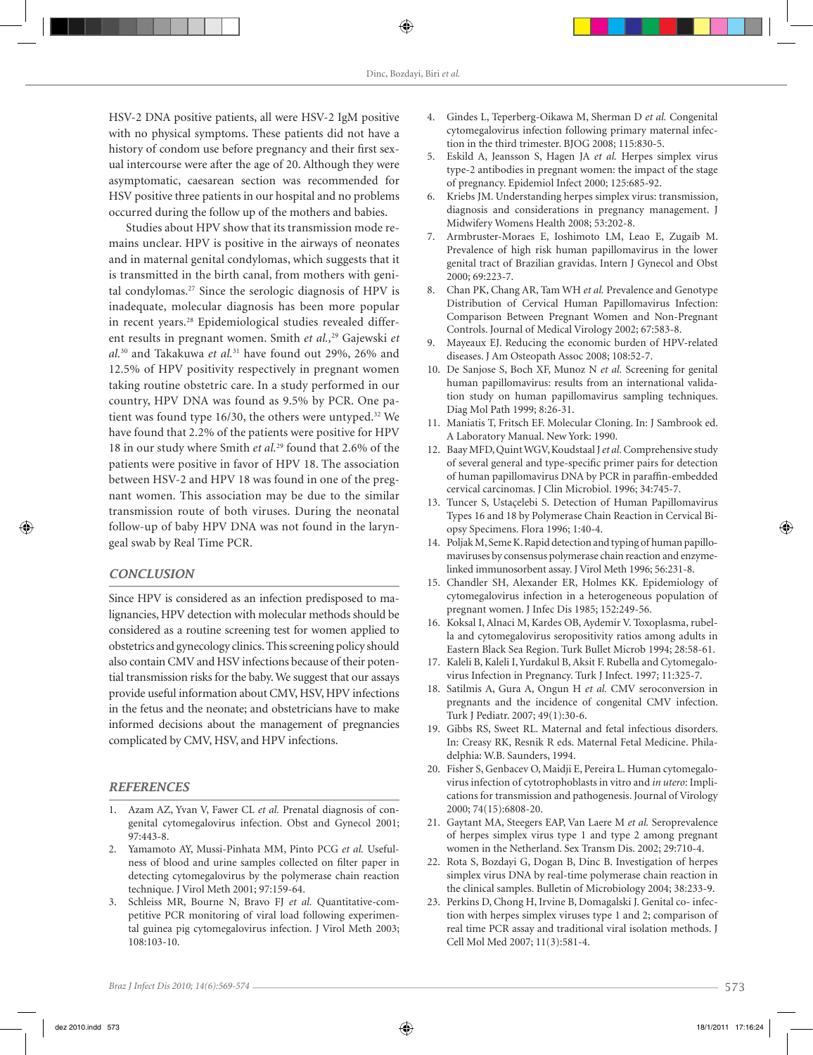HSV-2 DNA positive patients, all were HSV-2 IgM positive with no physical symptoms. These patients did not have a history of condom use before pregnancy and their first sexual intercourse were after the age of 20. Although they were asymptomatic, caesarean section was recommended for HSV positive three patients in our hospital and no problems occurred during the follow up of the mothers and babies.

Studies about HPV show that its transmission mode remains unclear. HPV is positive in the airways of neonates and in maternal genital condylomas, which suggests that it is transmitted in the birth canal, from mothers with genital condylomas.[27] Since the serologic diagnosis of HPV is inadequate, molecular diagnosis has been more popular in recent years.[28] Epidemiological studies revealed different results in pregnant women. Smith *et al.*,[29] Gajewski *et al.*[30] and Takakuwa *et al.*[31] have found out 29%, 26% and 12.5% of HPV positivity respectively in pregnant women taking routine obstetric care. In a study performed in our country, HPV DNA was found as 9.5% by PCR. One patient was found type 16/30, the others were untyped.[32] We have found that 2.2% of the patients were positive for HPV 18 in our study where Smith *et al.*[29] found that 2.6% of the patients were positive in favor of HPV 18. The association between HSV-2 and HPV 18 was found in one of the pregnant women. This association may be due to the similar transmission route of both viruses. During the neonatal follow-up of baby HPV DNA was not found in the laryngeal swab by Real Time PCR.

## CONCLUSION

Since HPV is considered as an infection predisposed to malignancies, HPV detection with molecular methods should be considered as a routine screening test for women applied to obstetrics and gynecology clinics. This screening policy should also contain CMV and HSV infections because of their potential transmission risks for the baby. We suggest that our assays provide useful information about CMV, HSV, HPV infections in the fetus and the neonate; and obstetricians have to make informed decisions about the management of pregnancies complicated by CMV, HSV, and HPV infections.

## REFERENCES

1. Azam AZ, Yvan V, Fawer CL *et al.* Prenatal diagnosis of congenital cytomegalovirus infection. Obst and Gynecol 2001; 97:443-8.
2. Yamamoto AY, Mussi-Pinhata MM, Pinto PCG *et al.* Usefulness of blood and urine samples collected on filter paper in detecting cytomegalovirus by the polymerase chain reaction technique. J Virol Meth 2001; 97:159-64.
3. Schleiss MR, Bourne N, Bravo FJ *et al.* Quantitative-competitive PCR monitoring of viral load following experimental guinea pig cytomegalovirus infection. J Virol Meth 2003; 108:103-10.
4. Gindes L, Teperberg-Oikawa M, Sherman D *et al.* Congenital cytomegalovirus infection following primary maternal infection in the third trimester. BJOG 2008; 115:830-5.
5. Eskild A, Jeansson S, Hagen JA *et al.* Herpes simplex virus type-2 antibodies in pregnant women: the impact of the stage of pregnancy. Epidemiol Infect 2000; 125:685-92.
6. Kriebs JM. Understanding herpes simplex virus: transmission, diagnosis and considerations in pregnancy management. J Midwifery Womens Health 2008; 53:202-8.
7. Armbruster-Moraes E, Ioshimoto LM, Leao E, Zugaib M. Prevalence of high risk human papillomavirus in the lower genital tract of Brazilian gravidas. Intern J Gynecol and Obst 2000; 69:223-7.
8. Chan PK, Chang AR, Tam WH *et al.* Prevalence and Genotype Distribution of Cervical Human Papillomavirus Infection: Comparison Between Pregnant Women and Non-Pregnant Controls. Journal of Medical Virology 2002; 67:583-8.
9. Mayeaux EJ. Reducing the economic burden of HPV-related diseases. J Am Osteopath Assoc 2008; 108:52-7.
10. De Sanjose S, Boch XF, Munoz N *et al.* Screening for genital human papillomavirus: results from an international validation study on human papillomavirus sampling techniques. Diag Mol Path 1999; 8:26-31.
11. Maniatis T, Fritsch EF. Molecular Cloning. In: J Sambrook ed. A Laboratory Manual. New York: 1990.
12. Baay MFD, Quint WGV, Koudstaal J *et al.* Comprehensive study of several general and type-specific primer pairs for detection of human papillomavirus DNA by PCR in paraffin-embedded cervical carcinomas. J Clin Microbiol. 1996; 34:745-7.
13. Tuncer S, Ustaçelebi S. Detection of Human Papillomavirus Types 16 and 18 by Polymerase Chain Reaction in Cervical Biopsy Specimens. Flora 1996; 1:40-4.
14. Poljak M, Seme K. Rapid detection and typing of human papillomaviruses by consensus polymerase chain reaction and enzyme-linked immunosorbent assay. J Virol Meth 1996; 56:231-8.
15. Chandler SH, Alexander ER, Holmes KK. Epidemiology of cytomegalovirus infection in a heterogeneous population of pregnant women. J Infec Dis 1985; 152:249-56.
16. Koksal I, Alnaci M, Kardes OB, Aydemir V. Toxoplasma, rubella and cytomegalovirus seropositivity ratios among adults in Eastern Black Sea Region. Turk Bullet Microb 1994; 28:58-61.
17. Kaleli B, Kaleli I, Yurdakul B, Aksit F. Rubella and Cytomegalovirus Infection in Pregnancy. Turk J Infect. 1997; 11:325-7.
18. Satilmis A, Gura A, Ongun H *et al.* CMV seroconversion in pregnants and the incidence of congenital CMV infection. Turk J Pediatr. 2007; 49(1):30-6.
19. Gibbs RS, Sweet RL. Maternal and fetal infectious disorders. In: Creasy RK, Resnik R eds. Maternal Fetal Medicine. Philadelphia: W.B. Saunders, 1994.
20. Fisher S, Genbacev O, Maidji E, Pereira L. Human cytomegalovirus infection of cytotrophoblasts in vitro and *in utero*: Implications for transmission and pathogenesis. Journal of Virology 2000; 74(15):6808-20.
21. Gaytant MA, Steegers EAP, Van Laere M *et al.* Seroprevalence of herpes simplex virus type 1 and type 2 among pregnant women in the Netherland. Sex Transm Dis. 2002; 29:710-4.
22. Rota S, Bozdayi G, Dogan B, Dinc B. Investigation of herpes simplex virus DNA by real-time polymerase chain reaction in the clinical samples. Bulletin of Microbiology 2004; 38:233-9.
23. Perkins D, Chong H, Irvine B, Domagalski J. Genital co- infection with herpes simplex viruses type 1 and 2; comparison of real time PCR assay and traditional viral isolation methods. J Cell Mol Med 2007; 11(3):581-4.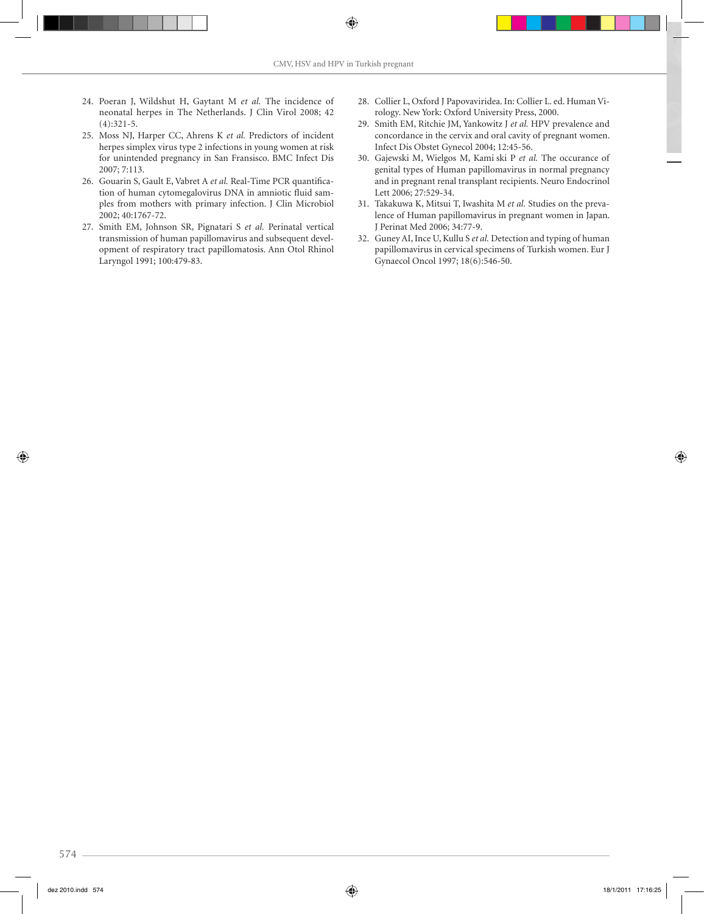24. Poeran J, Wildshut H, Gaytant M *et al.* The incidence of neonatal herpes in The Netherlands. J Clin Virol 2008; 42 (4):321-5.
25. Moss NJ, Harper CC, Ahrens K *et al.* Predictors of incident herpes simplex virus type 2 infections in young women at risk for unintended pregnancy in San Fransisco. BMC Infect Dis 2007; 7:113.
26. Gouarin S, Gault E, Vabret A *et al.* Real-Time PCR quantification of human cytomegalovirus DNA in amniotic fluid samples from mothers with primary infection. J Clin Microbiol 2002; 40:1767-72.
27. Smith EM, Johnson SR, Pignatari S *et al.* Perinatal vertical transmission of human papillomavirus and subsequent development of respiratory tract papillomatosis. Ann Otol Rhinol Laryngol 1991; 100:479-83.
28. Collier L, Oxford J Papovaviridea. In: Collier L. ed. Human Virology. New York: Oxford University Press, 2000.
29. Smith EM, Ritchie JM, Yankowitz J *et al.* HPV prevalence and concordance in the cervix and oral cavity of pregnant women. Infect Dis Obstet Gynecol 2004; 12:45-56.
30. Gajewski M, Wielgos M, Kami ski P *et al.* The occurance of genital types of Human papillomavirus in normal pregnancy and in pregnant renal transplant recipients. Neuro Endocrinol Lett 2006; 27:529-34.
31. Takakuwa K, Mitsui T, Iwashita M *et al.* Studies on the prevalence of Human papillomavirus in pregnant women in Japan. J Perinat Med 2006; 34:77-9.
32. Guney AI, Ince U, Kullu S *et al.* Detection and typing of human papillomavirus in cervical specimens of Turkish women. Eur J Gynaecol Oncol 1997; 18(6):546-50.